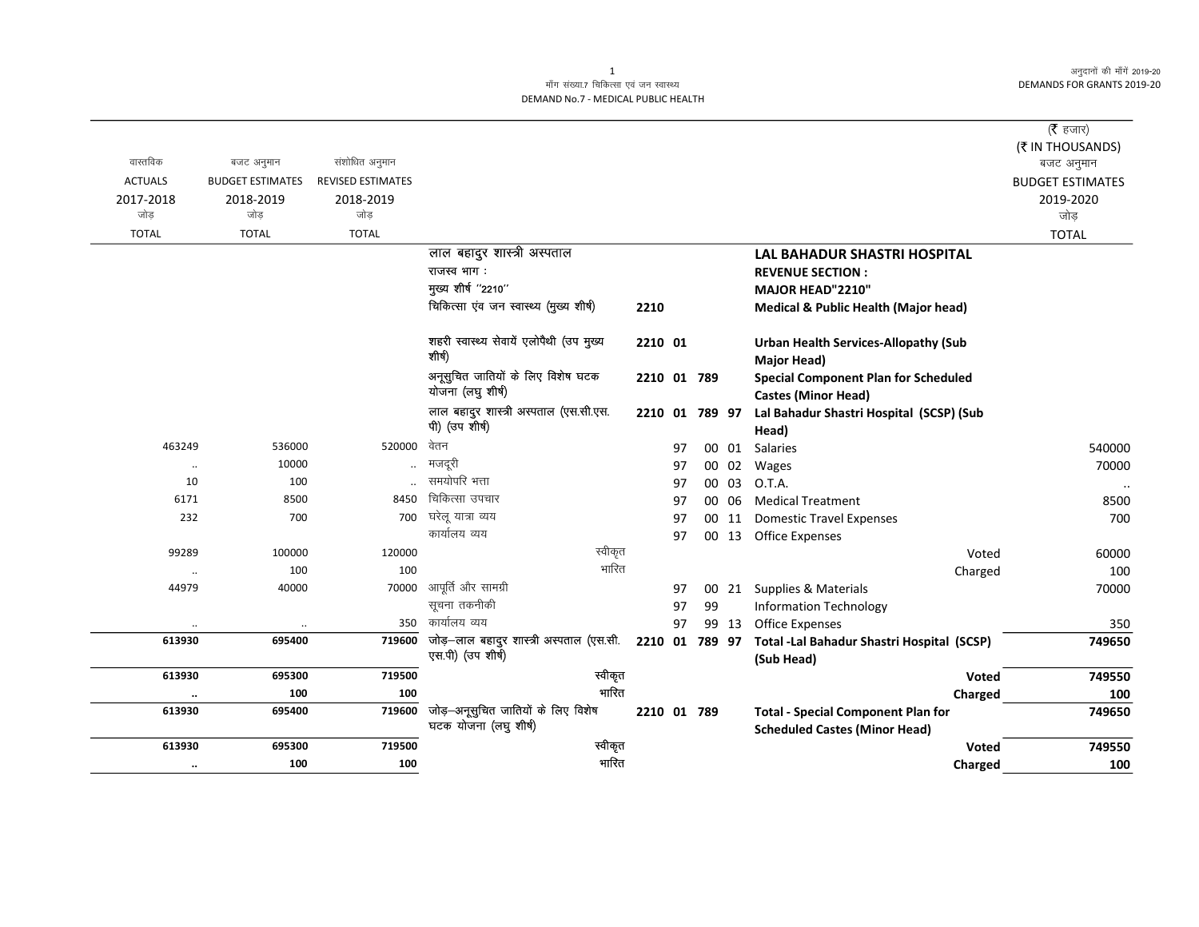माँग संख्या.7 चिकित्सा एवं जन स्वास्थ्य

DEMAND No.7 - MEDICAL PUBLIC HEALTH

(₹ हजार)
(₹ IN THOUSANDS)

| वास्तविक ACTUALS 2017-2018 जोड़ TOTAL | बजट अनुमान BUDGET ESTIMATES 2018-2019 जोड़ TOTAL | संशोधित अनुमान REVISED ESTIMATES 2018-2019 जोड़ TOTAL | | | | बजट अनुमान BUDGET ESTIMATES 2019-2020 जोड़ TOTAL |
|---|---|---|---|---|---|---|
| | | | लाल बहादुर शास्त्री अस्पताल | | **LAL BAHADUR SHASTRI HOSPITAL** | |
| | | | राजस्व भाग : | | **REVENUE SECTION :** | |
| | | | मुख्य शीर्ष "2210" | | **MAJOR HEAD"2210"** | |
| | | | चिकित्सा एंव जन स्वास्थ्य (मुख्य शीर्ष) | 2210 | **Medical & Public Health (Major head)** | |
| | | | शहरी स्वास्थ्य सेवायें एलोपैथी (उप मुख्य शीर्ष) | 2210 01 | **Urban Health Services-Allopathy (Sub Major Head)** | |
| | | | अनूसुचित जातियों के लिए विशेष घटक योजना (लघु शीर्ष) | 2210 01 789 | **Special Component Plan for Scheduled Castes (Minor Head)** | |
| | | | लाल बहादुर शास्त्री अस्पताल (एस.सी.एस.पी) (उप शीर्ष) | 2210 01 789 97 | **Lal Bahadur Shastri Hospital (SCSP) (Sub Head)** | |
| 463249 | 536000 | 520000 | वेतन | 97 00 01 | Salaries | 540000 |
| .. | 10000 | .. | मजदूरी | 97 00 02 | Wages | 70000 |
| 10 | 100 | .. | समयोपरि भत्ता | 97 00 03 | O.T.A. | .. |
| 6171 | 8500 | 8450 | चिकित्सा उपचार | 97 00 06 | Medical Treatment | 8500 |
| 232 | 700 | 700 | घरेलू यात्रा व्यय | 97 00 11 | Domestic Travel Expenses | 700 |
| | | | कार्यालय व्यय | 97 00 13 | Office Expenses | |
| 99289 | 100000 | 120000 | स्वीकृत | | Voted | 60000 |
| .. | 100 | 100 | भारित | | Charged | 100 |
| 44979 | 40000 | 70000 | आपूर्ति और सामग्री | 97 00 21 | Supplies & Materials | 70000 |
| | | | सूचना तकनीकी | 97 99 | Information Technology | |
| .. | .. | 350 | कार्यालय व्यय | 97 99 13 | Office Expenses | 350 |
| **613930** | **695400** | **719600** | जोड़–लाल बहादुर शास्त्री अस्पताल (एस.सी.एस.पी) (उप शीर्ष) | 2210 01 789 97 | **Total -Lal Bahadur Shastri Hospital (SCSP) (Sub Head)** | **749650** |
| **613930** | **695300** | **719500** | स्वीकृत | | **Voted** | **749550** |
| **..** | **100** | **100** | भारित | | **Charged** | **100** |
| **613930** | **695400** | **719600** | जोड़–अनूसुचित जातियों के लिए विशेष घटक योजना (लघु शीर्ष) | 2210 01 789 | **Total - Special Component Plan for Scheduled Castes (Minor Head)** | **749650** |
| **613930** | **695300** | **719500** | स्वीकृत | | **Voted** | **749550** |
| **..** | **100** | **100** | भारित | | **Charged** | **100** |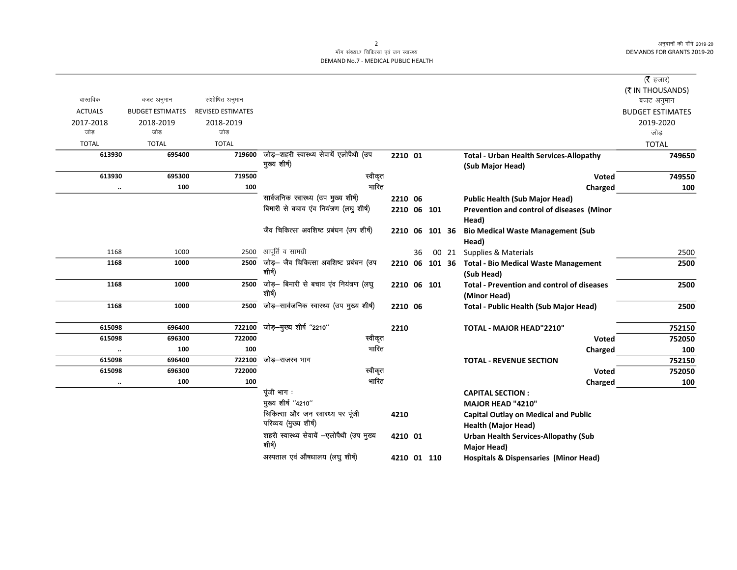मॉंग संख्या.7 चिकित्सा एवं जन स्वास्थ्य

DEMAND No.7 - MEDICAL PUBLIC HEALTH

(₹ हजार)
(₹ IN THOUSANDS)

| वास्तविक ACTUALS 2017-2018 जोड़ TOTAL | बजट अनुमान BUDGET ESTIMATES 2018-2019 जोड़ TOTAL | संशोधित अनुमान REVISED ESTIMATES 2018-2019 जोड़ TOTAL | | | | | बजट अनुमान BUDGET ESTIMATES 2019-2020 जोड़ TOTAL |
|---|---|---|---|---|---|---|---|
| 613930 | 695400 | 719600 | जोड़–शहरी स्वास्थ्य सेवायें एलोपैथी (उप मुख्य शीर्ष) | 2210 01 | | **Total - Urban Health Services-Allopathy (Sub Major Head)** | **749650** |
| 613930 | 695300 | 719500 | स्वीकृत | | | **Voted** | **749550** |
| .. | 100 | 100 | भारित | | | **Charged** | **100** |
| | | | सार्वजनिक स्वास्थ्य (उप मुख्य शीर्ष) | 2210 06 | | **Public Health (Sub Major Head)** | |
| | | | बिमारी से बचाव एंव नियंत्रण (लघु शीर्ष) | 2210 06 101 | | **Prevention and control of diseases (Minor Head)** | |
| | | | जैव चिकित्सा अवशिष्ट प्रबंघन (उप शीर्ष) | 2210 06 101 36 | | **Bio Medical Waste Management (Sub Head)** | |
| 1168 | 1000 | 2500 | आपूर्ति व सामग्री | 36 | 00 21 | Supplies & Materials | 2500 |
| 1168 | 1000 | 2500 | जोड़– जैव चिकित्सा अवशिष्ट प्रबंघन (उप शीर्ष) | 2210 06 101 36 | | **Total - Bio Medical Waste Management (Sub Head)** | **2500** |
| 1168 | 1000 | 2500 | जोड़– बिमारी से बचाव एंव नियंत्रण (लघु शीर्ष) | 2210 06 101 | | **Total - Prevention and control of diseases (Minor Head)** | **2500** |
| 1168 | 1000 | 2500 | जोड़–सार्वजनिक स्वास्थ्य (उप मुख्य शीर्ष) | 2210 06 | | **Total - Public Health (Sub Major Head)** | **2500** |
| 615098 | 696400 | 722100 | जोड़–मुख्य शीर्ष ''2210'' | 2210 | | **TOTAL - MAJOR HEAD"2210"** | **752150** |
| 615098 | 696300 | 722000 | स्वीकृत | | | **Voted** | **752050** |
| .. | 100 | 100 | भारित | | | **Charged** | **100** |
| 615098 | 696400 | 722100 | जोड़–राजस्व भाग | | | **TOTAL - REVENUE SECTION** | **752150** |
| 615098 | 696300 | 722000 | स्वीकृत | | | **Voted** | **752050** |
| .. | 100 | 100 | भारित | | | **Charged** | **100** |
| | | | पूंजी भाग : | | | **CAPITAL SECTION :** | |
| | | | मुख्य शीर्ष ''4210'' | | | **MAJOR HEAD "4210"** | |
| | | | चिकित्सा और जन स्वास्थ्य पर पूंजी परिव्यय (मुख्य शीर्ष) | 4210 | | **Capital Outlay on Medical and Public Health (Major Head)** | |
| | | | शहरी स्वास्थ्य सेवायें –एलोपैथी (उप मुख्य शीर्ष) | 4210 01 | | **Urban Health Services-Allopathy (Sub Major Head)** | |
| | | | अस्पताल एवं औषधालय (लघु शीर्ष) | 4210 01 110 | | **Hospitals & Dispensaries (Minor Head)** | |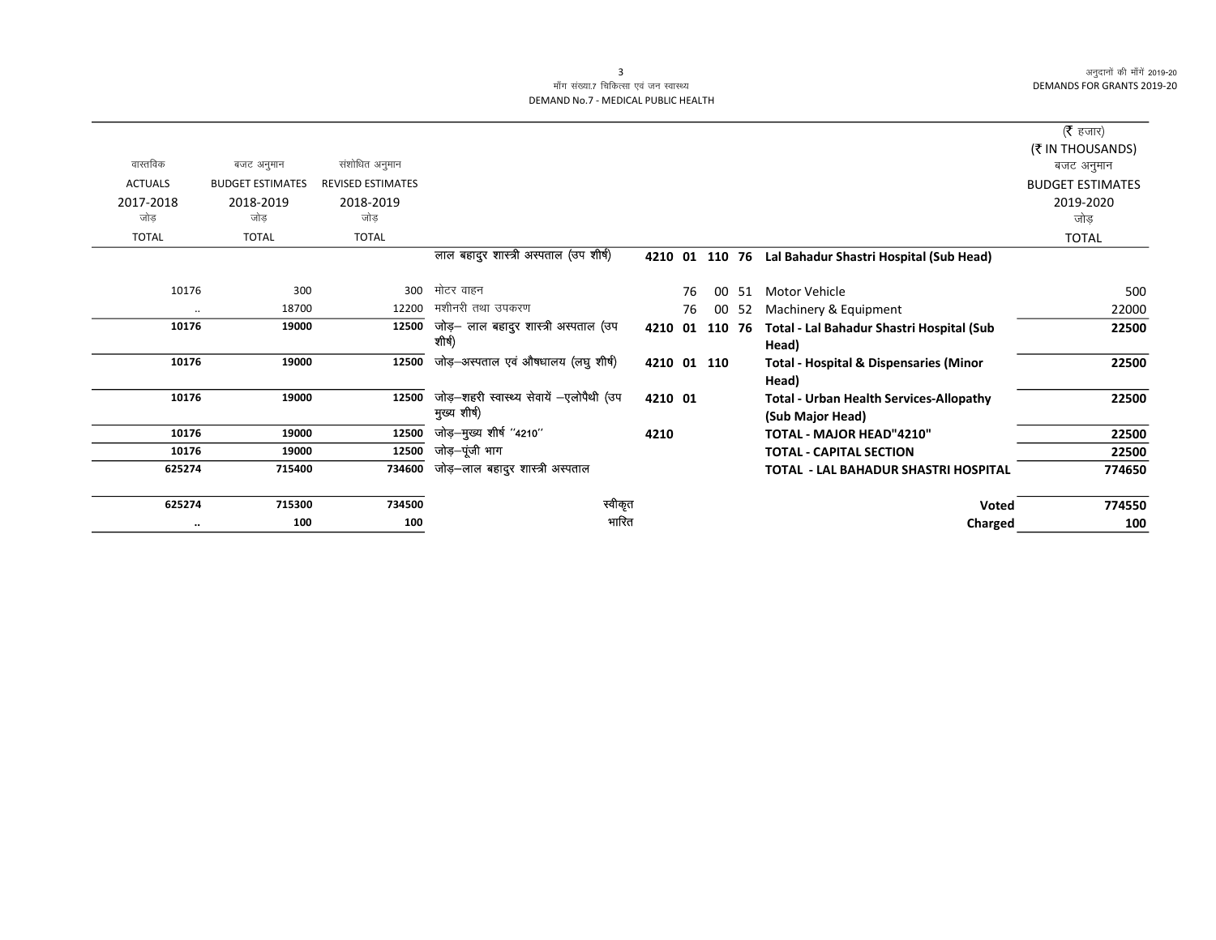| वास्तविक ACTUALS 2017-2018 जोड़ TOTAL | बजट अनुमान BUDGET ESTIMATES 2018-2019 जोड़ TOTAL | संशोधित अनुमान REVISED ESTIMATES 2018-2019 जोड़ TOTAL | | | | | | | (₹ हजार) (₹ IN THOUSANDS) बजट अनुमान BUDGET ESTIMATES 2019-2020 जोड़ TOTAL |
|---|---|---|---|---|---|---|---|---|---|
| | | | लाल बहादुर शास्त्री अस्पताल (उप शीर्ष) | 4210 | 01 | 110 | 76 | Lal Bahadur Shastri Hospital (Sub Head) | |
| 10176 | 300 | 300 | मोटर वाहन | | 76 | 00 | 51 | Motor Vehicle | 500 |
| .. | 18700 | 12200 | मशीनरी तथा उपकरण | | 76 | 00 | 52 | Machinery & Equipment | 22000 |
| **10176** | **19000** | **12500** | जोड़– लाल बहादुर शास्त्री अस्पताल (उप शीर्ष) | **4210** | **01** | **110** | **76** | **Total - Lal Bahadur Shastri Hospital (Sub Head)** | **22500** |
| **10176** | **19000** | **12500** | जोड़–अस्पताल एवं औषधालय (लघु शीर्ष) | **4210** | **01** | **110** | | **Total - Hospital & Dispensaries (Minor Head)** | **22500** |
| **10176** | **19000** | **12500** | जोड़–शहरी स्वास्थ्य सेवायें –एलोपैथी (उप मुख्य शीर्ष) | **4210** | **01** | | | **Total - Urban Health Services-Allopathy (Sub Major Head)** | **22500** |
| **10176** | **19000** | **12500** | जोड़–मुख्य शीर्ष "4210" | **4210** | | | | **TOTAL - MAJOR HEAD"4210"** | **22500** |
| **10176** | **19000** | **12500** | जोड़–पूंजी भाग | | | | | **TOTAL - CAPITAL SECTION** | **22500** |
| **625274** | **715400** | **734600** | जोड़–लाल बहादुर शास्त्री अस्पताल | | | | | **TOTAL - LAL BAHADUR SHASTRI HOSPITAL** | **774650** |
| **625274** | **715300** | **734500** | स्वीकृत | | | | | **Voted** | **774550** |
| **..** | **100** | **100** | भारित | | | | | **Charged** | **100** |